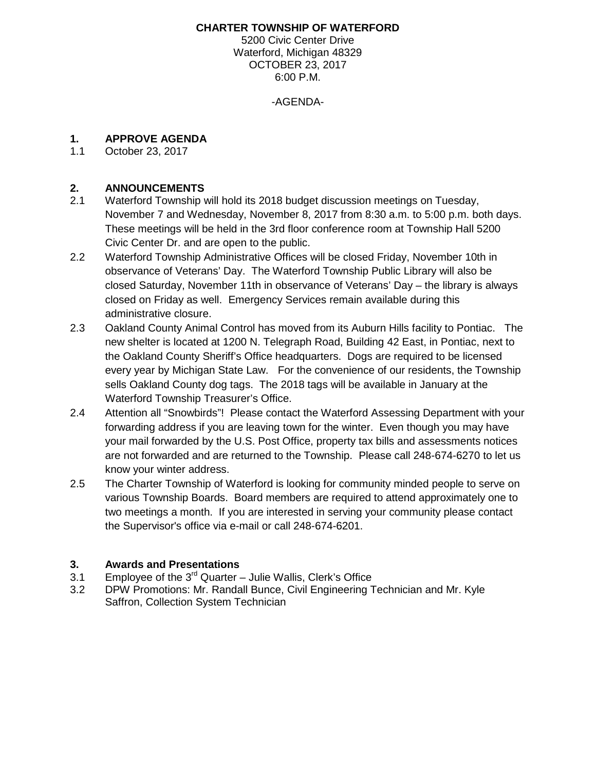**CHARTER TOWNSHIP OF WATERFORD**
5200 Civic Center Drive
Waterford, Michigan 48329
OCTOBER 23, 2017
6:00 P.M.

-AGENDA-

## 1. APPROVE AGENDA

1.1 October 23, 2017

## 2. ANNOUNCEMENTS

2.1 Waterford Township will hold its 2018 budget discussion meetings on Tuesday, November 7 and Wednesday, November 8, 2017 from 8:30 a.m. to 5:00 p.m. both days. These meetings will be held in the 3rd floor conference room at Township Hall 5200 Civic Center Dr. and are open to the public.

2.2 Waterford Township Administrative Offices will be closed Friday, November 10th in observance of Veterans' Day. The Waterford Township Public Library will also be closed Saturday, November 11th in observance of Veterans' Day – the library is always closed on Friday as well. Emergency Services remain available during this administrative closure.

2.3 Oakland County Animal Control has moved from its Auburn Hills facility to Pontiac. The new shelter is located at 1200 N. Telegraph Road, Building 42 East, in Pontiac, next to the Oakland County Sheriff's Office headquarters. Dogs are required to be licensed every year by Michigan State Law. For the convenience of our residents, the Township sells Oakland County dog tags. The 2018 tags will be available in January at the Waterford Township Treasurer's Office.

2.4 Attention all "Snowbirds"! Please contact the Waterford Assessing Department with your forwarding address if you are leaving town for the winter. Even though you may have your mail forwarded by the U.S. Post Office, property tax bills and assessments notices are not forwarded and are returned to the Township. Please call 248-674-6270 to let us know your winter address.

2.5 The Charter Township of Waterford is looking for community minded people to serve on various Township Boards. Board members are required to attend approximately one to two meetings a month. If you are interested in serving your community please contact the Supervisor's office via e-mail or call 248-674-6201.

## 3. Awards and Presentations

3.1 Employee of the 3rd Quarter – Julie Wallis, Clerk's Office

3.2 DPW Promotions: Mr. Randall Bunce, Civil Engineering Technician and Mr. Kyle Saffron, Collection System Technician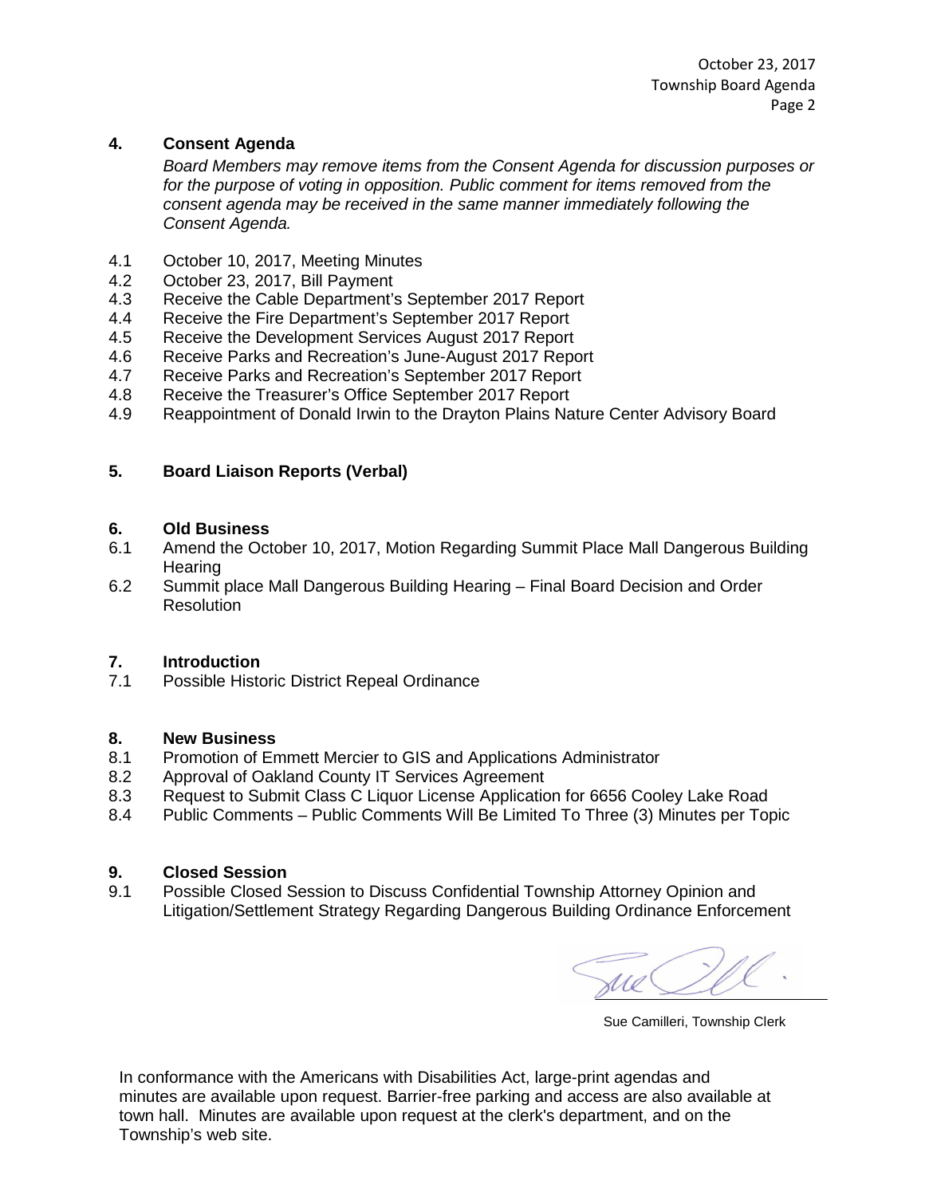## 4. Consent Agenda

*Board Members may remove items from the Consent Agenda for discussion purposes or for the purpose of voting in opposition. Public comment for items removed from the consent agenda may be received in the same manner immediately following the Consent Agenda.*

4.1 October 10, 2017, Meeting Minutes
4.2 October 23, 2017, Bill Payment
4.3 Receive the Cable Department's September 2017 Report
4.4 Receive the Fire Department's September 2017 Report
4.5 Receive the Development Services August 2017 Report
4.6 Receive Parks and Recreation's June-August 2017 Report
4.7 Receive Parks and Recreation's September 2017 Report
4.8 Receive the Treasurer's Office September 2017 Report
4.9 Reappointment of Donald Irwin to the Drayton Plains Nature Center Advisory Board

## 5. Board Liaison Reports (Verbal)

## 6. Old Business

6.1 Amend the October 10, 2017, Motion Regarding Summit Place Mall Dangerous Building Hearing
6.2 Summit place Mall Dangerous Building Hearing – Final Board Decision and Order Resolution

## 7. Introduction

7.1 Possible Historic District Repeal Ordinance

## 8. New Business

8.1 Promotion of Emmett Mercier to GIS and Applications Administrator
8.2 Approval of Oakland County IT Services Agreement
8.3 Request to Submit Class C Liquor License Application for 6656 Cooley Lake Road
8.4 Public Comments – Public Comments Will Be Limited To Three (3) Minutes per Topic

## 9. Closed Session

9.1 Possible Closed Session to Discuss Confidential Township Attorney Opinion and Litigation/Settlement Strategy Regarding Dangerous Building Ordinance Enforcement

Sue Camilleri, Township Clerk

In conformance with the Americans with Disabilities Act, large-print agendas and minutes are available upon request. Barrier-free parking and access are also available at town hall. Minutes are available upon request at the clerk's department, and on the Township's web site.